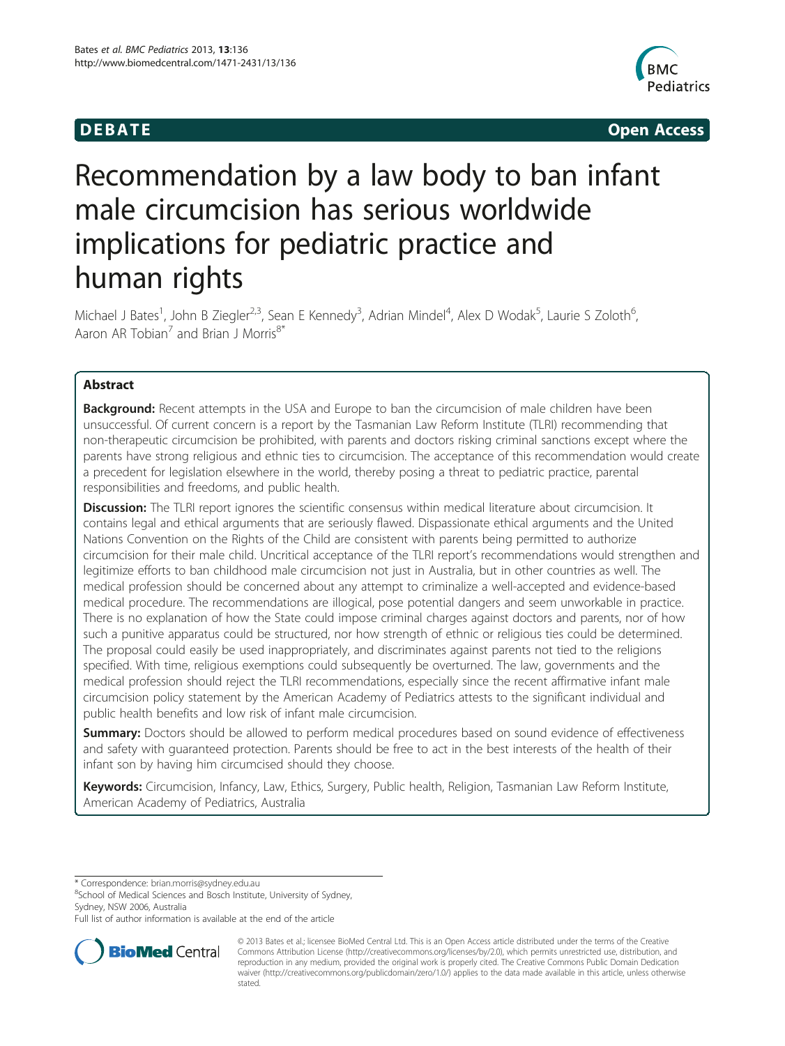**DEBATE** **Open Access**

# Recommendation by a law body to ban infant male circumcision has serious worldwide implications for pediatric practice and human rights

Michael J Bates[1], John B Ziegler[2,3], Sean E Kennedy[3], Adrian Mindel[4], Alex D Wodak[5], Laurie S Zoloth[6], Aaron AR Tobian[7] and Brian J Morris[8*]

## Abstract

**Background:** Recent attempts in the USA and Europe to ban the circumcision of male children have been unsuccessful. Of current concern is a report by the Tasmanian Law Reform Institute (TLRI) recommending that non-therapeutic circumcision be prohibited, with parents and doctors risking criminal sanctions except where the parents have strong religious and ethnic ties to circumcision. The acceptance of this recommendation would create a precedent for legislation elsewhere in the world, thereby posing a threat to pediatric practice, parental responsibilities and freedoms, and public health.

**Discussion:** The TLRI report ignores the scientific consensus within medical literature about circumcision. It contains legal and ethical arguments that are seriously flawed. Dispassionate ethical arguments and the United Nations Convention on the Rights of the Child are consistent with parents being permitted to authorize circumcision for their male child. Uncritical acceptance of the TLRI report's recommendations would strengthen and legitimize efforts to ban childhood male circumcision not just in Australia, but in other countries as well. The medical profession should be concerned about any attempt to criminalize a well-accepted and evidence-based medical procedure. The recommendations are illogical, pose potential dangers and seem unworkable in practice. There is no explanation of how the State could impose criminal charges against doctors and parents, nor of how such a punitive apparatus could be structured, nor how strength of ethnic or religious ties could be determined. The proposal could easily be used inappropriately, and discriminates against parents not tied to the religions specified. With time, religious exemptions could subsequently be overturned. The law, governments and the medical profession should reject the TLRI recommendations, especially since the recent affirmative infant male circumcision policy statement by the American Academy of Pediatrics attests to the significant individual and public health benefits and low risk of infant male circumcision.

**Summary:** Doctors should be allowed to perform medical procedures based on sound evidence of effectiveness and safety with guaranteed protection. Parents should be free to act in the best interests of the health of their infant son by having him circumcised should they choose.

**Keywords:** Circumcision, Infancy, Law, Ethics, Surgery, Public health, Religion, Tasmanian Law Reform Institute, American Academy of Pediatrics, Australia

---

\* Correspondence: brian.morris@sydney.edu.au

[8]School of Medical Sciences and Bosch Institute, University of Sydney, Sydney, NSW 2006, Australia

Full list of author information is available at the end of the article

© 2013 Bates et al.; licensee BioMed Central Ltd. This is an Open Access article distributed under the terms of the Creative Commons Attribution License (http://creativecommons.org/licenses/by/2.0), which permits unrestricted use, distribution, and reproduction in any medium, provided the original work is properly cited. The Creative Commons Public Domain Dedication waiver (http://creativecommons.org/publicdomain/zero/1.0/) applies to the data made available in this article, unless otherwise stated.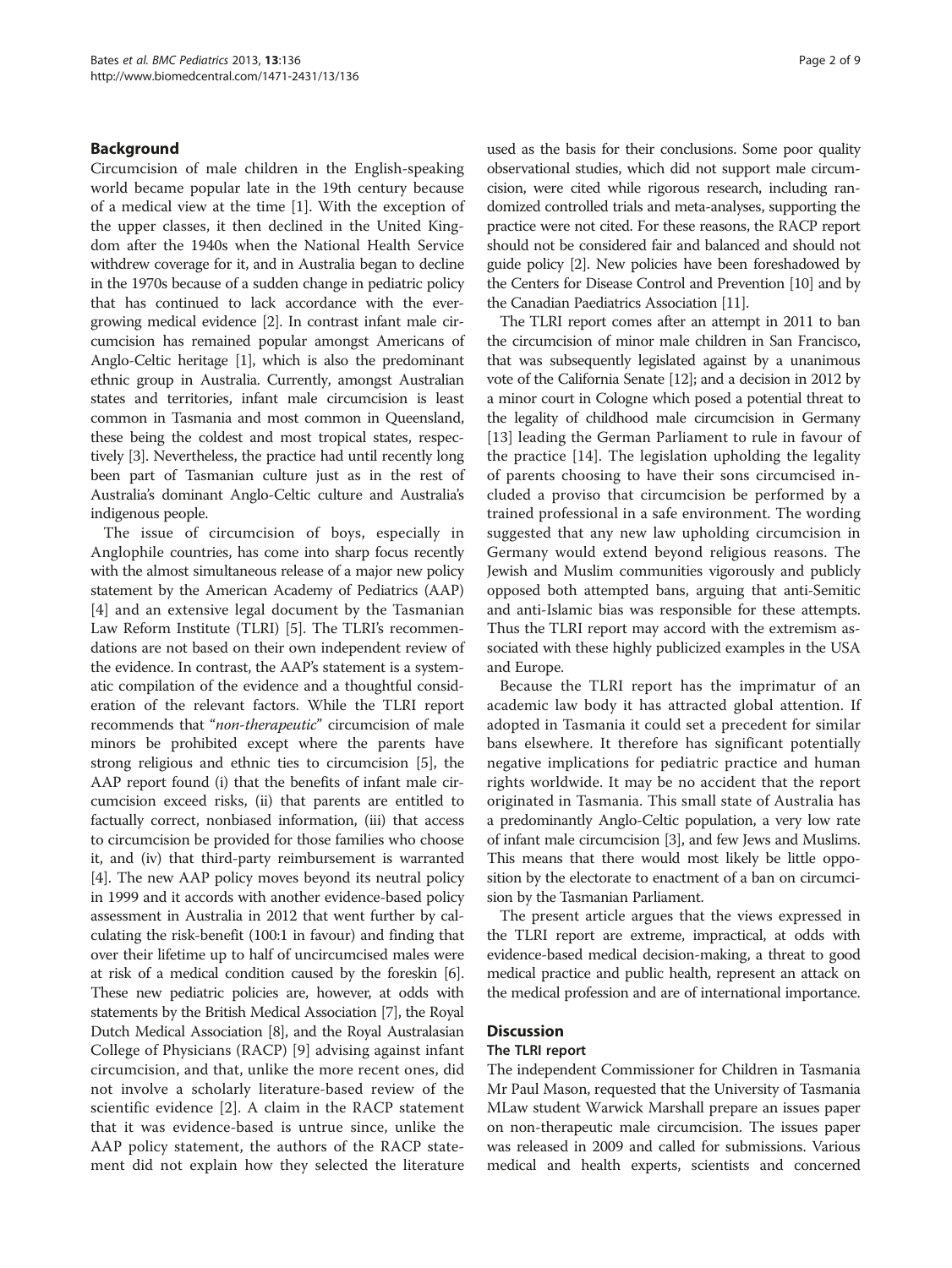## Background

Circumcision of male children in the English-speaking world became popular late in the 19th century because of a medical view at the time [1]. With the exception of the upper classes, it then declined in the United Kingdom after the 1940s when the National Health Service withdrew coverage for it, and in Australia began to decline in the 1970s because of a sudden change in pediatric policy that has continued to lack accordance with the ever-growing medical evidence [2]. In contrast infant male circumcision has remained popular amongst Americans of Anglo-Celtic heritage [1], which is also the predominant ethnic group in Australia. Currently, amongst Australian states and territories, infant male circumcision is least common in Tasmania and most common in Queensland, these being the coldest and most tropical states, respectively [3]. Nevertheless, the practice had until recently long been part of Tasmanian culture just as in the rest of Australia's dominant Anglo-Celtic culture and Australia's indigenous people.

The issue of circumcision of boys, especially in Anglophile countries, has come into sharp focus recently with the almost simultaneous release of a major new policy statement by the American Academy of Pediatrics (AAP) [4] and an extensive legal document by the Tasmanian Law Reform Institute (TLRI) [5]. The TLRI's recommendations are not based on their own independent review of the evidence. In contrast, the AAP's statement is a systematic compilation of the evidence and a thoughtful consideration of the relevant factors. While the TLRI report recommends that "*non-therapeutic*" circumcision of male minors be prohibited except where the parents have strong religious and ethnic ties to circumcision [5], the AAP report found (i) that the benefits of infant male circumcision exceed risks, (ii) that parents are entitled to factually correct, nonbiased information, (iii) that access to circumcision be provided for those families who choose it, and (iv) that third-party reimbursement is warranted [4]. The new AAP policy moves beyond its neutral policy in 1999 and it accords with another evidence-based policy assessment in Australia in 2012 that went further by calculating the risk-benefit (100:1 in favour) and finding that over their lifetime up to half of uncircumcised males were at risk of a medical condition caused by the foreskin [6]. These new pediatric policies are, however, at odds with statements by the British Medical Association [7], the Royal Dutch Medical Association [8], and the Royal Australasian College of Physicians (RACP) [9] advising against infant circumcision, and that, unlike the more recent ones, did not involve a scholarly literature-based review of the scientific evidence [2]. A claim in the RACP statement that it was evidence-based is untrue since, unlike the AAP policy statement, the authors of the RACP statement did not explain how they selected the literature used as the basis for their conclusions. Some poor quality observational studies, which did not support male circumcision, were cited while rigorous research, including randomized controlled trials and meta-analyses, supporting the practice were not cited. For these reasons, the RACP report should not be considered fair and balanced and should not guide policy [2]. New policies have been foreshadowed by the Centers for Disease Control and Prevention [10] and by the Canadian Paediatrics Association [11].

The TLRI report comes after an attempt in 2011 to ban the circumcision of minor male children in San Francisco, that was subsequently legislated against by a unanimous vote of the California Senate [12]; and a decision in 2012 by a minor court in Cologne which posed a potential threat to the legality of childhood male circumcision in Germany [13] leading the German Parliament to rule in favour of the practice [14]. The legislation upholding the legality of parents choosing to have their sons circumcised included a proviso that circumcision be performed by a trained professional in a safe environment. The wording suggested that any new law upholding circumcision in Germany would extend beyond religious reasons. The Jewish and Muslim communities vigorously and publicly opposed both attempted bans, arguing that anti-Semitic and anti-Islamic bias was responsible for these attempts. Thus the TLRI report may accord with the extremism associated with these highly publicized examples in the USA and Europe.

Because the TLRI report has the imprimatur of an academic law body it has attracted global attention. If adopted in Tasmania it could set a precedent for similar bans elsewhere. It therefore has significant potentially negative implications for pediatric practice and human rights worldwide. It may be no accident that the report originated in Tasmania. This small state of Australia has a predominantly Anglo-Celtic population, a very low rate of infant male circumcision [3], and few Jews and Muslims. This means that there would most likely be little opposition by the electorate to enactment of a ban on circumcision by the Tasmanian Parliament.

The present article argues that the views expressed in the TLRI report are extreme, impractical, at odds with evidence-based medical decision-making, a threat to good medical practice and public health, represent an attack on the medical profession and are of international importance.

## Discussion

### The TLRI report

The independent Commissioner for Children in Tasmania Mr Paul Mason, requested that the University of Tasmania MLaw student Warwick Marshall prepare an issues paper on non-therapeutic male circumcision. The issues paper was released in 2009 and called for submissions. Various medical and health experts, scientists and concerned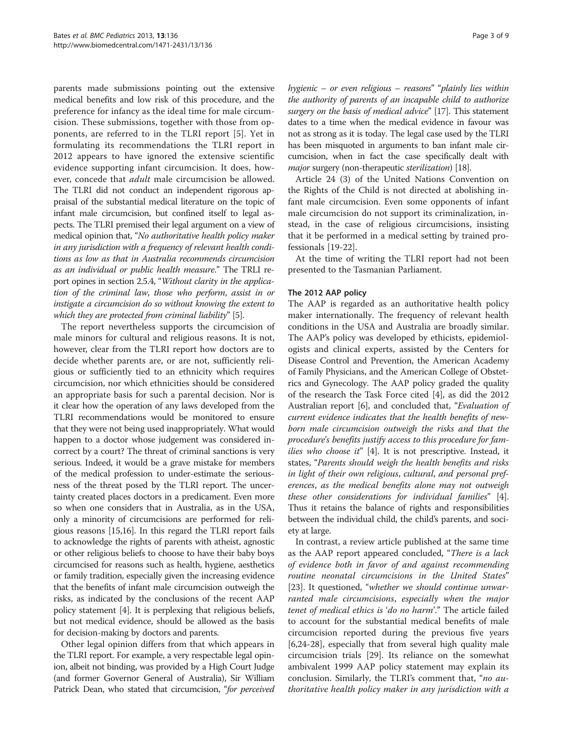parents made submissions pointing out the extensive medical benefits and low risk of this procedure, and the preference for infancy as the ideal time for male circumcision. These submissions, together with those from opponents, are referred to in the TLRI report [5]. Yet in formulating its recommendations the TLRI report in 2012 appears to have ignored the extensive scientific evidence supporting infant circumcision. It does, however, concede that *adult* male circumcision be allowed. The TLRI did not conduct an independent rigorous appraisal of the substantial medical literature on the topic of infant male circumcision, but confined itself to legal aspects. The TLRI premised their legal argument on a view of medical opinion that, "*No authoritative health policy maker in any jurisdiction with a frequency of relevant health conditions as low as that in Australia recommends circumcision as an individual or public health measure*." The TRLI report opines in section 2.5.4, "*Without clarity in the application of the criminal law, those who perform, assist in or instigate a circumcision do so without knowing the extent to which they are protected from criminal liability*" [5].

The report nevertheless supports the circumcision of male minors for cultural and religious reasons. It is not, however, clear from the TLRI report how doctors are to decide whether parents are, or are not, sufficiently religious or sufficiently tied to an ethnicity which requires circumcision, nor which ethnicities should be considered an appropriate basis for such a parental decision. Nor is it clear how the operation of any laws developed from the TLRI recommendations would be monitored to ensure that they were not being used inappropriately. What would happen to a doctor whose judgement was considered incorrect by a court? The threat of criminal sanctions is very serious. Indeed, it would be a grave mistake for members of the medical profession to under-estimate the seriousness of the threat posed by the TLRI report. The uncertainty created places doctors in a predicament. Even more so when one considers that in Australia, as in the USA, only a minority of circumcisions are performed for religious reasons [15,16]. In this regard the TLRI report fails to acknowledge the rights of parents with atheist, agnostic or other religious beliefs to choose to have their baby boys circumcised for reasons such as health, hygiene, aesthetics or family tradition, especially given the increasing evidence that the benefits of infant male circumcision outweigh the risks, as indicated by the conclusions of the recent AAP policy statement [4]. It is perplexing that religious beliefs, but not medical evidence, should be allowed as the basis for decision-making by doctors and parents.

Other legal opinion differs from that which appears in the TLRI report. For example, a very respectable legal opinion, albeit not binding, was provided by a High Court Judge (and former Governor General of Australia), Sir William Patrick Dean, who stated that circumcision, "*for perceived hygienic – or even religious – reasons*" "*plainly lies within the authority of parents of an incapable child to authorize surgery on the basis of medical advice*" [17]. This statement dates to a time when the medical evidence in favour was not as strong as it is today. The legal case used by the TLRI has been misquoted in arguments to ban infant male circumcision, when in fact the case specifically dealt with *major* surgery (non-therapeutic *sterilization*) [18].

Article 24 (3) of the United Nations Convention on the Rights of the Child is not directed at abolishing infant male circumcision. Even some opponents of infant male circumcision do not support its criminalization, instead, in the case of religious circumcisions, insisting that it be performed in a medical setting by trained professionals [19-22].

At the time of writing the TLRI report had not been presented to the Tasmanian Parliament.

## The 2012 AAP policy

The AAP is regarded as an authoritative health policy maker internationally. The frequency of relevant health conditions in the USA and Australia are broadly similar. The AAP's policy was developed by ethicists, epidemiologists and clinical experts, assisted by the Centers for Disease Control and Prevention, the American Academy of Family Physicians, and the American College of Obstetrics and Gynecology. The AAP policy graded the quality of the research the Task Force cited [4], as did the 2012 Australian report [6], and concluded that, "*Evaluation of current evidence indicates that the health benefits of newborn male circumcision outweigh the risks and that the procedure's benefits justify access to this procedure for families who choose it*" [4]. It is not prescriptive. Instead, it states, "*Parents should weigh the health benefits and risks in light of their own religious, cultural, and personal preferences, as the medical benefits alone may not outweigh these other considerations for individual families*" [4]. Thus it retains the balance of rights and responsibilities between the individual child, the child's parents, and society at large.

In contrast, a review article published at the same time as the AAP report appeared concluded, "*There is a lack of evidence both in favor of and against recommending routine neonatal circumcisions in the United States*" [23]. It questioned, "*whether we should continue unwarranted male circumcisions, especially when the major tenet of medical ethics is 'do no harm'*." The article failed to account for the substantial medical benefits of male circumcision reported during the previous five years [6,24-28], especially that from several high quality male circumcision trials [29]. Its reliance on the somewhat ambivalent 1999 AAP policy statement may explain its conclusion. Similarly, the TLRI's comment that, "*no authoritative health policy maker in any jurisdiction with a*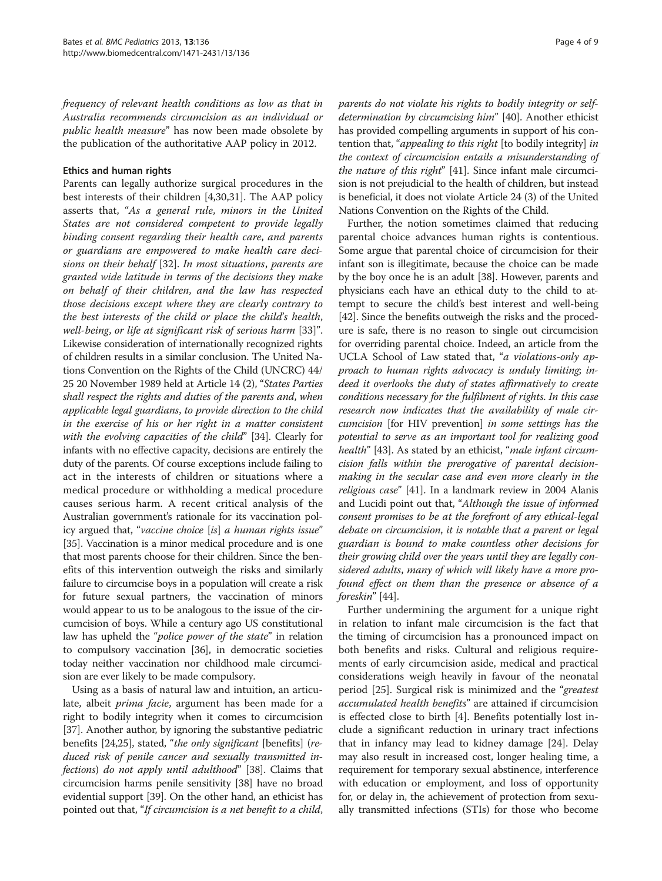*frequency of relevant health conditions as low as that in Australia recommends circumcision as an individual or public health measure*" has now been made obsolete by the publication of the authoritative AAP policy in 2012.

### Ethics and human rights

Parents can legally authorize surgical procedures in the best interests of their children [4,30,31]. The AAP policy asserts that, "*As a general rule, minors in the United States are not considered competent to provide legally binding consent regarding their health care, and parents or guardians are empowered to make health care decisions on their behalf* [32]. *In most situations, parents are granted wide latitude in terms of the decisions they make on behalf of their children, and the law has respected those decisions except where they are clearly contrary to the best interests of the child or place the child's health, well-being, or life at significant risk of serious harm* [33]". Likewise consideration of internationally recognized rights of children results in a similar conclusion. The United Nations Convention on the Rights of the Child (UNCRC) 44/25 20 November 1989 held at Article 14 (2), "*States Parties shall respect the rights and duties of the parents and, when applicable legal guardians, to provide direction to the child in the exercise of his or her right in a matter consistent with the evolving capacities of the child*" [34]. Clearly for infants with no effective capacity, decisions are entirely the duty of the parents. Of course exceptions include failing to act in the interests of children or situations where a medical procedure or withholding a medical procedure causes serious harm. A recent critical analysis of the Australian government's rationale for its vaccination policy argued that, "*vaccine choice* [*is*] *a human rights issue*" [35]. Vaccination is a minor medical procedure and is one that most parents choose for their children. Since the benefits of this intervention outweigh the risks and similarly failure to circumcise boys in a population will create a risk for future sexual partners, the vaccination of minors would appear to us to be analogous to the issue of the circumcision of boys. While a century ago US constitutional law has upheld the "*police power of the state*" in relation to compulsory vaccination [36], in democratic societies today neither vaccination nor childhood male circumcision are ever likely to be made compulsory.

Using as a basis of natural law and intuition, an articulate, albeit *prima facie*, argument has been made for a right to bodily integrity when it comes to circumcision [37]. Another author, by ignoring the substantive pediatric benefits [24,25], stated, "*the only significant* [benefits] (*reduced risk of penile cancer and sexually transmitted infections*) *do not apply until adulthood*" [38]. Claims that circumcision harms penile sensitivity [38] have no broad evidential support [39]. On the other hand, an ethicist has pointed out that, "*If circumcision is a net benefit to a child, parents do not violate his rights to bodily integrity or self-determination by circumcising him*" [40]. Another ethicist has provided compelling arguments in support of his contention that, "*appealing to this right* [to bodily integrity] *in the context of circumcision entails a misunderstanding of the nature of this right*" [41]. Since infant male circumcision is not prejudicial to the health of children, but instead is beneficial, it does not violate Article 24 (3) of the United Nations Convention on the Rights of the Child.

Further, the notion sometimes claimed that reducing parental choice advances human rights is contentious. Some argue that parental choice of circumcision for their infant son is illegitimate, because the choice can be made by the boy once he is an adult [38]. However, parents and physicians each have an ethical duty to the child to attempt to secure the child's best interest and well-being [42]. Since the benefits outweigh the risks and the procedure is safe, there is no reason to single out circumcision for overriding parental choice. Indeed, an article from the UCLA School of Law stated that, "*a violations-only approach to human rights advocacy is unduly limiting; indeed it overlooks the duty of states affirmatively to create conditions necessary for the fulfilment of rights. In this case research now indicates that the availability of male circumcision* [for HIV prevention] *in some settings has the potential to serve as an important tool for realizing good health*" [43]. As stated by an ethicist, "*male infant circumcision falls within the prerogative of parental decision-making in the secular case and even more clearly in the religious case*" [41]. In a landmark review in 2004 Alanis and Lucidi point out that, "*Although the issue of informed consent promises to be at the forefront of any ethical-legal debate on circumcision, it is notable that a parent or legal guardian is bound to make countless other decisions for their growing child over the years until they are legally considered adults, many of which will likely have a more profound effect on them than the presence or absence of a foreskin*" [44].

Further undermining the argument for a unique right in relation to infant male circumcision is the fact that the timing of circumcision has a pronounced impact on both benefits and risks. Cultural and religious requirements of early circumcision aside, medical and practical considerations weigh heavily in favour of the neonatal period [25]. Surgical risk is minimized and the "*greatest accumulated health benefits*" are attained if circumcision is effected close to birth [4]. Benefits potentially lost include a significant reduction in urinary tract infections that in infancy may lead to kidney damage [24]. Delay may also result in increased cost, longer healing time, a requirement for temporary sexual abstinence, interference with education or employment, and loss of opportunity for, or delay in, the achievement of protection from sexually transmitted infections (STIs) for those who become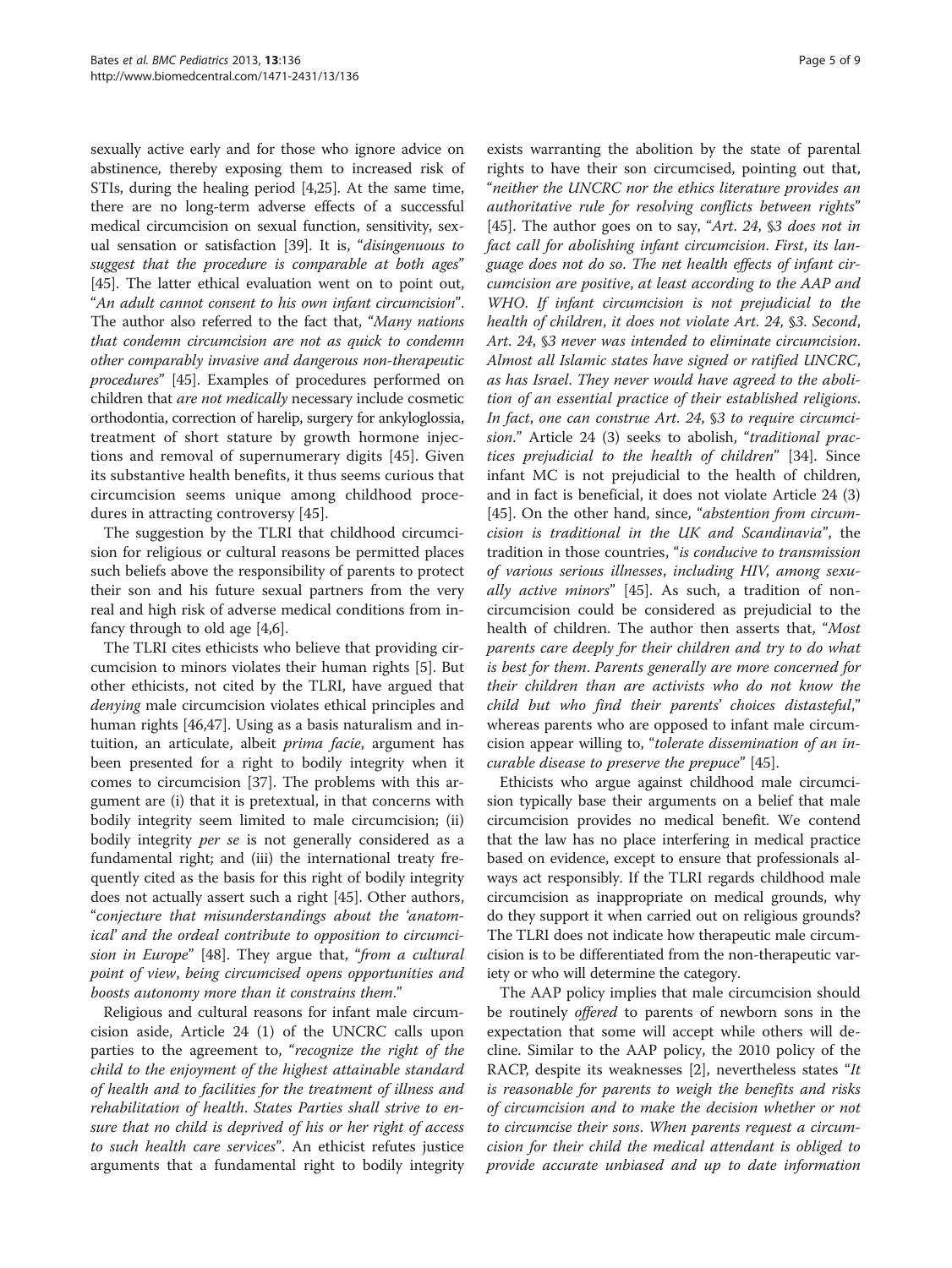sexually active early and for those who ignore advice on abstinence, thereby exposing them to increased risk of STIs, during the healing period [4,25]. At the same time, there are no long-term adverse effects of a successful medical circumcision on sexual function, sensitivity, sexual sensation or satisfaction [39]. It is, "*disingenuous to suggest that the procedure is comparable at both ages*" [45]. The latter ethical evaluation went on to point out, "*An adult cannot consent to his own infant circumcision*". The author also referred to the fact that, "*Many nations that condemn circumcision are not as quick to condemn other comparably invasive and dangerous non-therapeutic procedures*" [45]. Examples of procedures performed on children that *are not medically* necessary include cosmetic orthodontia, correction of harelip, surgery for ankyloglossia, treatment of short stature by growth hormone injections and removal of supernumerary digits [45]. Given its substantive health benefits, it thus seems curious that circumcision seems unique among childhood procedures in attracting controversy [45].

The suggestion by the TLRI that childhood circumcision for religious or cultural reasons be permitted places such beliefs above the responsibility of parents to protect their son and his future sexual partners from the very real and high risk of adverse medical conditions from infancy through to old age [4,6].

The TLRI cites ethicists who believe that providing circumcision to minors violates their human rights [5]. But other ethicists, not cited by the TLRI, have argued that *denying* male circumcision violates ethical principles and human rights [46,47]. Using as a basis naturalism and intuition, an articulate, albeit *prima facie*, argument has been presented for a right to bodily integrity when it comes to circumcision [37]. The problems with this argument are (i) that it is pretextual, in that concerns with bodily integrity seem limited to male circumcision; (ii) bodily integrity *per se* is not generally considered as a fundamental right; and (iii) the international treaty frequently cited as the basis for this right of bodily integrity does not actually assert such a right [45]. Other authors, "*conjecture that misunderstandings about the 'anatomical' and the ordeal contribute to opposition to circumcision in Europe*" [48]. They argue that, "*from a cultural point of view, being circumcised opens opportunities and boosts autonomy more than it constrains them.*"

Religious and cultural reasons for infant male circumcision aside, Article 24 (1) of the UNCRC calls upon parties to the agreement to, "*recognize the right of the child to the enjoyment of the highest attainable standard of health and to facilities for the treatment of illness and rehabilitation of health. States Parties shall strive to ensure that no child is deprived of his or her right of access to such health care services*". An ethicist refutes justice arguments that a fundamental right to bodily integrity exists warranting the abolition by the state of parental rights to have their son circumcised, pointing out that, "*neither the UNCRC nor the ethics literature provides an authoritative rule for resolving conflicts between rights*" [45]. The author goes on to say, "*Art. 24, §3 does not in fact call for abolishing infant circumcision. First, its language does not do so. The net health effects of infant circumcision are positive, at least according to the AAP and WHO. If infant circumcision is not prejudicial to the health of children, it does not violate Art. 24, §3. Second, Art. 24, §3 never was intended to eliminate circumcision. Almost all Islamic states have signed or ratified UNCRC, as has Israel. They never would have agreed to the abolition of an essential practice of their established religions. In fact, one can construe Art. 24, §3 to require circumcision.*" Article 24 (3) seeks to abolish, "*traditional practices prejudicial to the health of children*" [34]. Since infant MC is not prejudicial to the health of children, and in fact is beneficial, it does not violate Article 24 (3) [45]. On the other hand, since, "*abstention from circumcision is traditional in the UK and Scandinavia*", the tradition in those countries, "*is conducive to transmission of various serious illnesses, including HIV, among sexually active minors*" [45]. As such, a tradition of non-circumcision could be considered as prejudicial to the health of children. The author then asserts that, "*Most parents care deeply for their children and try to do what is best for them. Parents generally are more concerned for their children than are activists who do not know the child but who find their parents' choices distasteful*," whereas parents who are opposed to infant male circumcision appear willing to, "*tolerate dissemination of an incurable disease to preserve the prepuce*" [45].

Ethicists who argue against childhood male circumcision typically base their arguments on a belief that male circumcision provides no medical benefit. We contend that the law has no place interfering in medical practice based on evidence, except to ensure that professionals always act responsibly. If the TLRI regards childhood male circumcision as inappropriate on medical grounds, why do they support it when carried out on religious grounds? The TLRI does not indicate how therapeutic male circumcision is to be differentiated from the non-therapeutic variety or who will determine the category.

The AAP policy implies that male circumcision should be routinely *offered* to parents of newborn sons in the expectation that some will accept while others will decline. Similar to the AAP policy, the 2010 policy of the RACP, despite its weaknesses [2], nevertheless states "*It is reasonable for parents to weigh the benefits and risks of circumcision and to make the decision whether or not to circumcise their sons. When parents request a circumcision for their child the medical attendant is obliged to provide accurate unbiased and up to date information*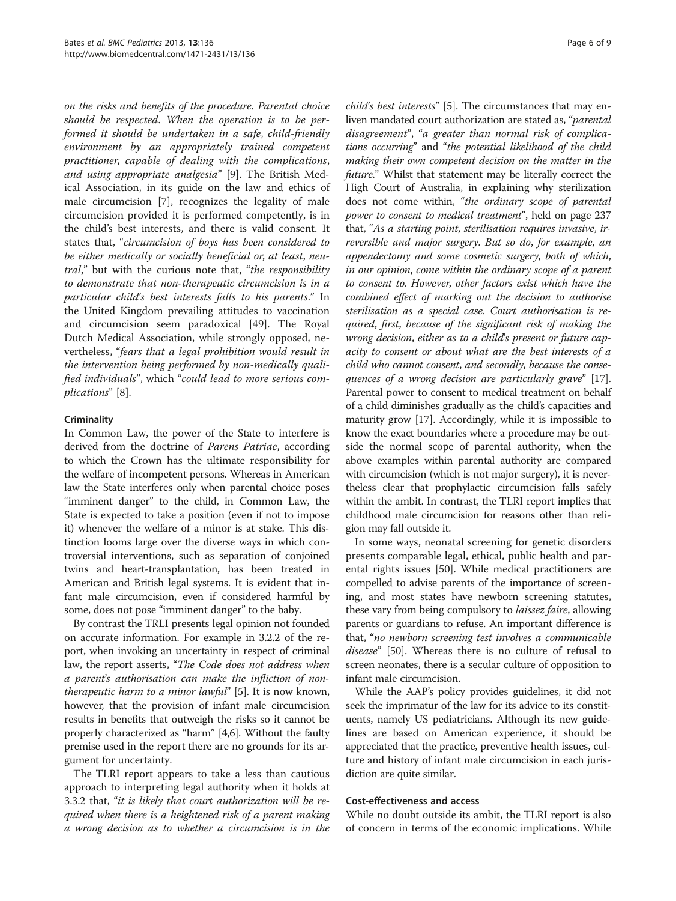*on the risks and benefits of the procedure. Parental choice should be respected. When the operation is to be performed it should be undertaken in a safe, child-friendly environment by an appropriately trained competent practitioner, capable of dealing with the complications, and using appropriate analgesia*" [9]. The British Medical Association, in its guide on the law and ethics of male circumcision [7], recognizes the legality of male circumcision provided it is performed competently, is in the child's best interests, and there is valid consent. It states that, "*circumcision of boys has been considered to be either medically or socially beneficial or, at least, neutral*," but with the curious note that, "*the responsibility to demonstrate that non-therapeutic circumcision is in a particular child's best interests falls to his parents*." In the United Kingdom prevailing attitudes to vaccination and circumcision seem paradoxical [49]. The Royal Dutch Medical Association, while strongly opposed, nevertheless, "*fears that a legal prohibition would result in the intervention being performed by non-medically qualified individuals*", which "*could lead to more serious complications*" [8].

### Criminality

In Common Law, the power of the State to interfere is derived from the doctrine of *Parens Patriae*, according to which the Crown has the ultimate responsibility for the welfare of incompetent persons. Whereas in American law the State interferes only when parental choice poses "imminent danger" to the child, in Common Law, the State is expected to take a position (even if not to impose it) whenever the welfare of a minor is at stake. This distinction looms large over the diverse ways in which controversial interventions, such as separation of conjoined twins and heart-transplantation, has been treated in American and British legal systems. It is evident that infant male circumcision, even if considered harmful by some, does not pose "imminent danger" to the baby.

By contrast the TRLI presents legal opinion not founded on accurate information. For example in 3.2.2 of the report, when invoking an uncertainty in respect of criminal law, the report asserts, "*The Code does not address when a parent's authorisation can make the infliction of non-therapeutic harm to a minor lawful*" [5]. It is now known, however, that the provision of infant male circumcision results in benefits that outweigh the risks so it cannot be properly characterized as "harm" [4,6]. Without the faulty premise used in the report there are no grounds for its argument for uncertainty.

The TLRI report appears to take a less than cautious approach to interpreting legal authority when it holds at 3.3.2 that, "*it is likely that court authorization will be required when there is a heightened risk of a parent making a wrong decision as to whether a circumcision is in the child's best interests*" [5]. The circumstances that may enliven mandated court authorization are stated as, "*parental disagreement*", "*a greater than normal risk of complications occurring*" and "*the potential likelihood of the child making their own competent decision on the matter in the future*." Whilst that statement may be literally correct the High Court of Australia, in explaining why sterilization does not come within, "*the ordinary scope of parental power to consent to medical treatment*", held on page 237 that, "*As a starting point, sterilisation requires invasive, irreversible and major surgery. But so do, for example, an appendectomy and some cosmetic surgery, both of which, in our opinion, come within the ordinary scope of a parent to consent to. However, other factors exist which have the combined effect of marking out the decision to authorise sterilisation as a special case. Court authorisation is required, first, because of the significant risk of making the wrong decision, either as to a child's present or future capacity to consent or about what are the best interests of a child who cannot consent, and secondly, because the consequences of a wrong decision are particularly grave*" [17]. Parental power to consent to medical treatment on behalf of a child diminishes gradually as the child's capacities and maturity grow [17]. Accordingly, while it is impossible to know the exact boundaries where a procedure may be outside the normal scope of parental authority, when the above examples within parental authority are compared with circumcision (which is not major surgery), it is nevertheless clear that prophylactic circumcision falls safely within the ambit. In contrast, the TLRI report implies that childhood male circumcision for reasons other than religion may fall outside it.

In some ways, neonatal screening for genetic disorders presents comparable legal, ethical, public health and parental rights issues [50]. While medical practitioners are compelled to advise parents of the importance of screening, and most states have newborn screening statutes, these vary from being compulsory to *laissez faire*, allowing parents or guardians to refuse. An important difference is that, "*no newborn screening test involves a communicable disease*" [50]. Whereas there is no culture of refusal to screen neonates, there is a secular culture of opposition to infant male circumcision.

While the AAP's policy provides guidelines, it did not seek the imprimatur of the law for its advice to its constituents, namely US pediatricians. Although its new guidelines are based on American experience, it should be appreciated that the practice, preventive health issues, culture and history of infant male circumcision in each jurisdiction are quite similar.

### Cost-effectiveness and access

While no doubt outside its ambit, the TLRI report is also of concern in terms of the economic implications. While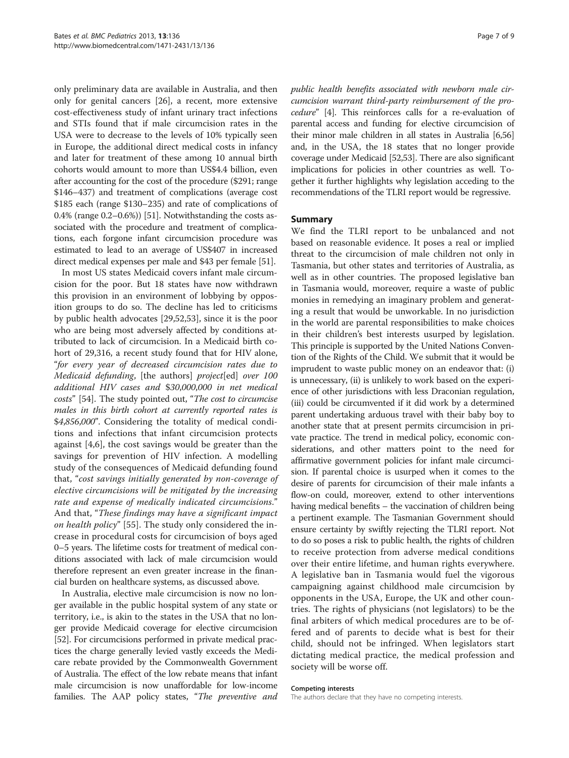only preliminary data are available in Australia, and then only for genital cancers [26], a recent, more extensive cost-effectiveness study of infant urinary tract infections and STIs found that if male circumcision rates in the USA were to decrease to the levels of 10% typically seen in Europe, the additional direct medical costs in infancy and later for treatment of these among 10 annual birth cohorts would amount to more than US$4.4 billion, even after accounting for the cost of the procedure ($291; range $146–437) and treatment of complications (average cost $185 each (range $130–235) and rate of complications of 0.4% (range 0.2–0.6%)) [51]. Notwithstanding the costs associated with the procedure and treatment of complications, each forgone infant circumcision procedure was estimated to lead to an average of US$407 in increased direct medical expenses per male and $43 per female [51].

In most US states Medicaid covers infant male circumcision for the poor. But 18 states have now withdrawn this provision in an environment of lobbying by opposition groups to do so. The decline has led to criticisms by public health advocates [29,52,53], since it is the poor who are being most adversely affected by conditions attributed to lack of circumcision. In a Medicaid birth cohort of 29,316, a recent study found that for HIV alone, "*for every year of decreased circumcision rates due to Medicaid defunding*, [the authors] *project*[ed] *over 100 additional HIV cases and $30,000,000 in net medical costs*" [54]. The study pointed out, "*The cost to circumcise males in this birth cohort at currently reported rates is $4,856,000*". Considering the totality of medical conditions and infections that infant circumcision protects against [4,6], the cost savings would be greater than the savings for prevention of HIV infection. A modelling study of the consequences of Medicaid defunding found that, "*cost savings initially generated by non-coverage of elective circumcisions will be mitigated by the increasing rate and expense of medically indicated circumcisions.*" And that, "*These findings may have a significant impact on health policy*" [55]. The study only considered the increase in procedural costs for circumcision of boys aged 0–5 years. The lifetime costs for treatment of medical conditions associated with lack of male circumcision would therefore represent an even greater increase in the financial burden on healthcare systems, as discussed above.

In Australia, elective male circumcision is now no longer available in the public hospital system of any state or territory, i.e., is akin to the states in the USA that no longer provide Medicaid coverage for elective circumcision [52]. For circumcisions performed in private medical practices the charge generally levied vastly exceeds the Medicare rebate provided by the Commonwealth Government of Australia. The effect of the low rebate means that infant male circumcision is now unaffordable for low-income families. The AAP policy states, "*The preventive and public health benefits associated with newborn male circumcision warrant third-party reimbursement of the procedure*" [4]. This reinforces calls for a re-evaluation of parental access and funding for elective circumcision of their minor male children in all states in Australia [6,56] and, in the USA, the 18 states that no longer provide coverage under Medicaid [52,53]. There are also significant implications for policies in other countries as well. Together it further highlights why legislation acceding to the recommendations of the TLRI report would be regressive.

## Summary

We find the TLRI report to be unbalanced and not based on reasonable evidence. It poses a real or implied threat to the circumcision of male children not only in Tasmania, but other states and territories of Australia, as well as in other countries. The proposed legislative ban in Tasmania would, moreover, require a waste of public monies in remedying an imaginary problem and generating a result that would be unworkable. In no jurisdiction in the world are parental responsibilities to make choices in their children's best interests usurped by legislation. This principle is supported by the United Nations Convention of the Rights of the Child. We submit that it would be imprudent to waste public money on an endeavor that: (i) is unnecessary, (ii) is unlikely to work based on the experience of other jurisdictions with less Draconian regulation, (iii) could be circumvented if it did work by a determined parent undertaking arduous travel with their baby boy to another state that at present permits circumcision in private practice. The trend in medical policy, economic considerations, and other matters point to the need for affirmative government policies for infant male circumcision. If parental choice is usurped when it comes to the desire of parents for circumcision of their male infants a flow-on could, moreover, extend to other interventions having medical benefits – the vaccination of children being a pertinent example. The Tasmanian Government should ensure certainty by swiftly rejecting the TLRI report. Not to do so poses a risk to public health, the rights of children to receive protection from adverse medical conditions over their entire lifetime, and human rights everywhere. A legislative ban in Tasmania would fuel the vigorous campaigning against childhood male circumcision by opponents in the USA, Europe, the UK and other countries. The rights of physicians (not legislators) to be the final arbiters of which medical procedures are to be offered and of parents to decide what is best for their child, should not be infringed. When legislators start dictating medical practice, the medical profession and society will be worse off.

#### Competing interests

The authors declare that they have no competing interests.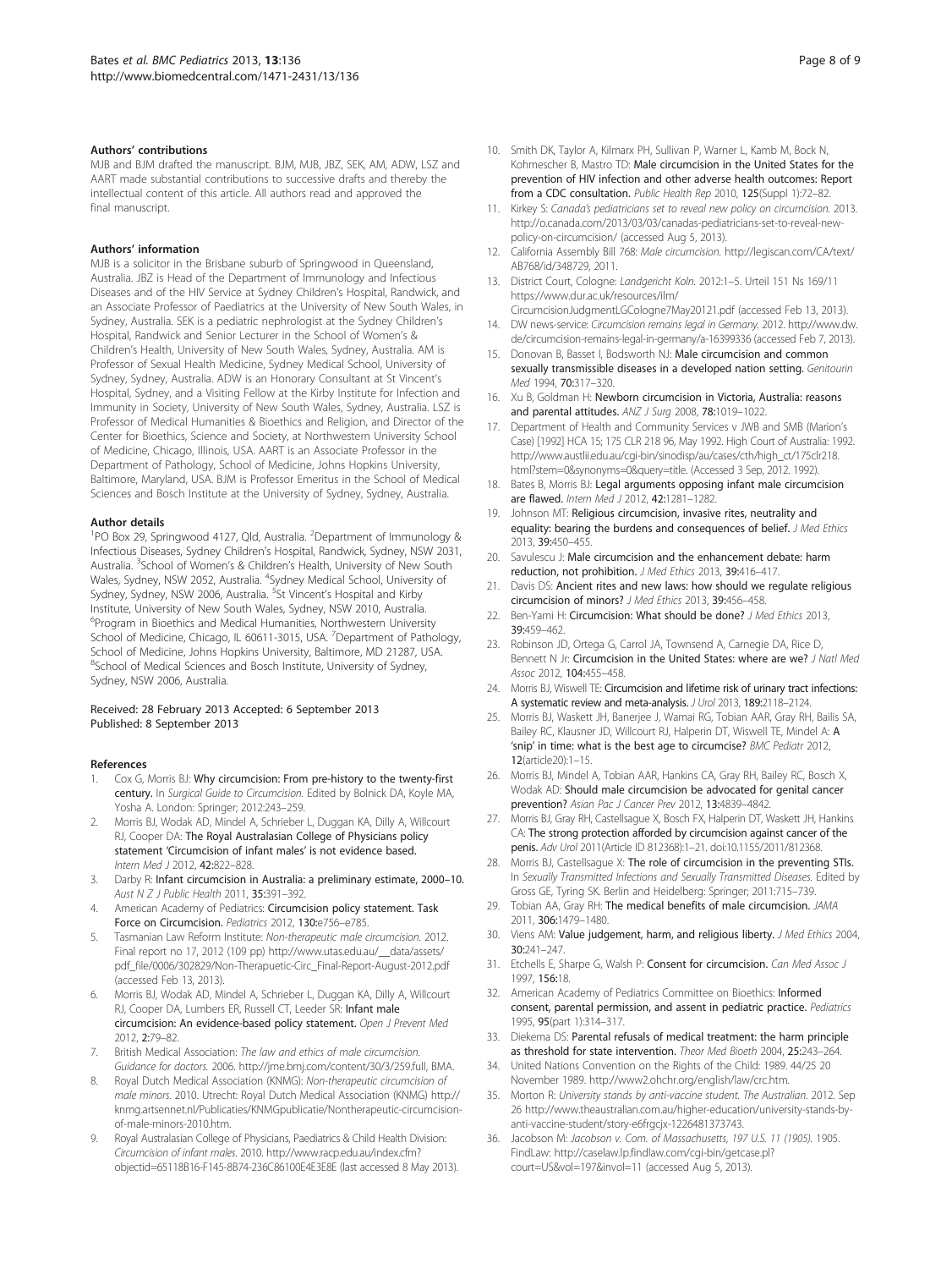#### Authors' contributions

MJB and BJM drafted the manuscript. BJM, MJB, JBZ, SEK, AM, ADW, LSZ and AART made substantial contributions to successive drafts and thereby the intellectual content of this article. All authors read and approved the final manuscript.

#### Authors' information

MJB is a solicitor in the Brisbane suburb of Springwood in Queensland, Australia. JBZ is Head of the Department of Immunology and Infectious Diseases and of the HIV Service at Sydney Children's Hospital, Randwick, and an Associate Professor of Paediatrics at the University of New South Wales, in Sydney, Australia. SEK is a pediatric nephrologist at the Sydney Children's Hospital, Randwick and Senior Lecturer in the School of Women's & Children's Health, University of New South Wales, Sydney, Australia. AM is Professor of Sexual Health Medicine, Sydney Medical School, University of Sydney, Sydney, Australia. ADW is an Honorary Consultant at St Vincent's Hospital, Sydney, and a Visiting Fellow at the Kirby Institute for Infection and Immunity in Society, University of New South Wales, Sydney, Australia. LSZ is Professor of Medical Humanities & Bioethics and Religion, and Director of the Center for Bioethics, Science and Society, at Northwestern University School of Medicine, Chicago, Illinois, USA. AART is an Associate Professor in the Department of Pathology, School of Medicine, Johns Hopkins University, Baltimore, Maryland, USA. BJM is Professor Emeritus in the School of Medical Sciences and Bosch Institute at the University of Sydney, Sydney, Australia.

#### Author details

[1]PO Box 29, Springwood 4127, Qld, Australia. [2]Department of Immunology & Infectious Diseases, Sydney Children's Hospital, Randwick, Sydney, NSW 2031, Australia. [3]School of Women's & Children's Health, University of New South Wales, Sydney, NSW 2052, Australia. [4]Sydney Medical School, University of Sydney, Sydney, NSW 2006, Australia. [5]St Vincent's Hospital and Kirby Institute, University of New South Wales, Sydney, NSW 2010, Australia. [6]Program in Bioethics and Medical Humanities, Northwestern University School of Medicine, Chicago, IL 60611-3015, USA. [7]Department of Pathology, School of Medicine, Johns Hopkins University, Baltimore, MD 21287, USA. [8]School of Medical Sciences and Bosch Institute, University of Sydney, Sydney, NSW 2006, Australia.

Received: 28 February 2013 Accepted: 6 September 2013
Published: 8 September 2013

#### References

1. Cox G, Morris BJ: **Why circumcision: From pre-history to the twenty-first century.** In *Surgical Guide to Circumcision.* Edited by Bolnick DA, Koyle MA, Yosha A. London: Springer; 2012:243–259.
2. Morris BJ, Wodak AD, Mindel A, Schrieber L, Duggan KA, Dilly A, Willcourt RJ, Cooper DA: **The Royal Australasian College of Physicians policy statement 'Circumcision of infant males' is not evidence based.** *Intern Med J* 2012, **42:**822–828.
3. Darby R: **Infant circumcision in Australia: a preliminary estimate, 2000–10.** *Aust N Z J Public Health* 2011, **35:**391–392.
4. American Academy of Pediatrics: **Circumcision policy statement. Task Force on Circumcision.** *Pediatrics* 2012, **130:**e756–e785.
5. Tasmanian Law Reform Institute: *Non-therapeutic male circumcision.* 2012. Final report no 17, 2012 (109 pp) http://www.utas.edu.au/__data/assets/pdf_file/0006/302829/Non-Therapuetic-Circ_Final-Report-August-2012.pdf (accessed Feb 13, 2013).
6. Morris BJ, Wodak AD, Mindel A, Schrieber L, Duggan KA, Dilly A, Willcourt RJ, Cooper DA, Lumbers ER, Russell CT, Leeder SR: **Infant male circumcision: An evidence-based policy statement.** *Open J Prevent Med* 2012, **2:**79–82.
7. British Medical Association: *The law and ethics of male circumcision. Guidance for doctors.* 2006. http://jme.bmj.com/content/30/3/259.full, BMA.
8. Royal Dutch Medical Association (KNMG): *Non-therapeutic circumcision of male minors.* 2010. Utrecht: Royal Dutch Medical Association (KNMG) http://knmg.artsennet.nl/Publicaties/KNMGpublicatie/Nontherapeutic-circumcision-of-male-minors-2010.htm.
9. Royal Australasian College of Physicians, Paediatrics & Child Health Division: *Circumcision of infant males.* 2010. http://www.racp.edu.au/index.cfm?objectid=65118B16-F145-8B74-236C86100E4E3E8E (last accessed 8 May 2013).
10. Smith DK, Taylor A, Kilmarx PH, Sullivan P, Warner L, Kamb M, Bock N, Kohmescher B, Mastro TD: **Male circumcision in the United States for the prevention of HIV infection and other adverse health outcomes: Report from a CDC consultation.** *Public Health Rep* 2010, **125**(Suppl 1):72–82.
11. Kirkey S: *Canada's pediatricians set to reveal new policy on circumcision.* 2013. http://o.canada.com/2013/03/03/canadas-pediatricians-set-to-reveal-new-policy-on-circumcision/ (accessed Aug 5, 2013).
12. California Assembly Bill 768: *Male circumcision.* http://legiscan.com/CA/text/AB768/id/348729, 2011.
13. District Court, Cologne: *Landgericht Koln.* 2012:1–5. Urteil 151 Ns 169/11 https://www.dur.ac.uk/resources/ilm/CircumcisionJudgmentLGCologne7May20121.pdf (accessed Feb 13, 2013).
14. DW news-service: *Circumcision remains legal in Germany.* 2012. http://www.dw.de/circumcision-remains-legal-in-germany/a-16399336 (accessed Feb 7, 2013).
15. Donovan B, Basset I, Bodsworth NJ: **Male circumcision and common sexually transmissible diseases in a developed nation setting.** *Genitourin Med* 1994, **70:**317–320.
16. Xu B, Goldman H: **Newborn circumcision in Victoria, Australia: reasons and parental attitudes.** *ANZ J Surg* 2008, **78:**1019–1022.
17. Department of Health and Community Services v JWB and SMB (Marion's Case) [1992] HCA 15; 175 CLR 218 96, May 1992. High Court of Australia: 1992. http://www.austlii.edu.au/cgi-bin/sinodisp/au/cases/cth/high_ct/175clr218.html?stem=0&synonyms=0&query=title. (Accessed 3 Sep, 2012. 1992).
18. Bates B, Morris BJ: **Legal arguments opposing infant male circumcision are flawed.** *Intern Med J* 2012, **42:**1281–1282.
19. Johnson MT: **Religious circumcision, invasive rites, neutrality and equality: bearing the burdens and consequences of belief.** *J Med Ethics* 2013, **39:**450–455.
20. Savulescu J: **Male circumcision and the enhancement debate: harm reduction, not prohibition.** *J Med Ethics* 2013, **39:**416–417.
21. Davis DS: **Ancient rites and new laws: how should we regulate religious circumcision of minors?** *J Med Ethics* 2013, **39:**456–458.
22. Ben-Yami H: **Circumcision: What should be done?** *J Med Ethics* 2013, **39:**459–462.
23. Robinson JD, Ortega G, Carrol JA, Townsend A, Carnegie DA, Rice D, Bennett N Jr: **Circumcision in the United States: where are we?** *J Natl Med Assoc* 2012, **104:**455–458.
24. Morris BJ, Wiswell TE: **Circumcision and lifetime risk of urinary tract infections: A systematic review and meta-analysis.** *J Urol* 2013, **189:**2118–2124.
25. Morris BJ, Waskett JH, Banerjee J, Wamai RG, Tobian AAR, Gray RH, Bailis SA, Bailey RC, Klausner JD, Willcourt RJ, Halperin DT, Wiswell TE, Mindel A: **A 'snip' in time: what is the best age to circumcise?** *BMC Pediatr* 2012, **12**(article20):1–15.
26. Morris BJ, Mindel A, Tobian AAR, Hankins CA, Gray RH, Bailey RC, Bosch X, Wodak AD: **Should male circumcision be advocated for genital cancer prevention?** *Asian Pac J Cancer Prev* 2012, **13:**4839–4842.
27. Morris BJ, Gray RH, Castellsague X, Bosch FX, Halperin DT, Waskett JH, Hankins CA: **The strong protection afforded by circumcision against cancer of the penis.** *Adv Urol* 2011(Article ID 812368):1–21. doi:10.1155/2011/812368.
28. Morris BJ, Castellsague X: **The role of circumcision in the preventing STIs.** In *Sexually Transmitted Infections and Sexually Transmitted Diseases.* Edited by Gross GE, Tyring SK. Berlin and Heidelberg: Springer; 2011:715–739.
29. Tobian AA, Gray RH: **The medical benefits of male circumcision.** *JAMA* 2011, **306:**1479–1480.
30. Viens AM: **Value judgement, harm, and religious liberty.** *J Med Ethics* 2004, **30:**241–247.
31. Etchells E, Sharpe G, Walsh P: **Consent for circumcision.** *Can Med Assoc J* 1997, **156:**18.
32. American Academy of Pediatrics Committee on Bioethics: **Informed consent, parental permission, and assent in pediatric practice.** *Pediatrics* 1995, **95**(part 1):314–317.
33. Diekema DS: **Parental refusals of medical treatment: the harm principle as threshold for state intervention.** *Theor Med Bioeth* 2004, **25:**243–264.
34. United Nations Convention on the Rights of the Child: 1989. 44/25 20 November 1989. http://www2.ohchr.org/english/law/crc.htm.
35. Morton R: *University stands by anti-vaccine student. The Australian.* 2012. Sep 26 http://www.theaustralian.com.au/higher-education/university-stands-by-anti-vaccine-student/story-e6frgcjx-1226481373743.
36. Jacobson M: *Jacobson v. Com. of Massachusetts, 197 U.S. 11 (1905).* 1905. FindLaw: http://caselaw.lp.findlaw.com/cgi-bin/getcase.pl?court=US&vol=197&invol=11 (accessed Aug 5, 2013).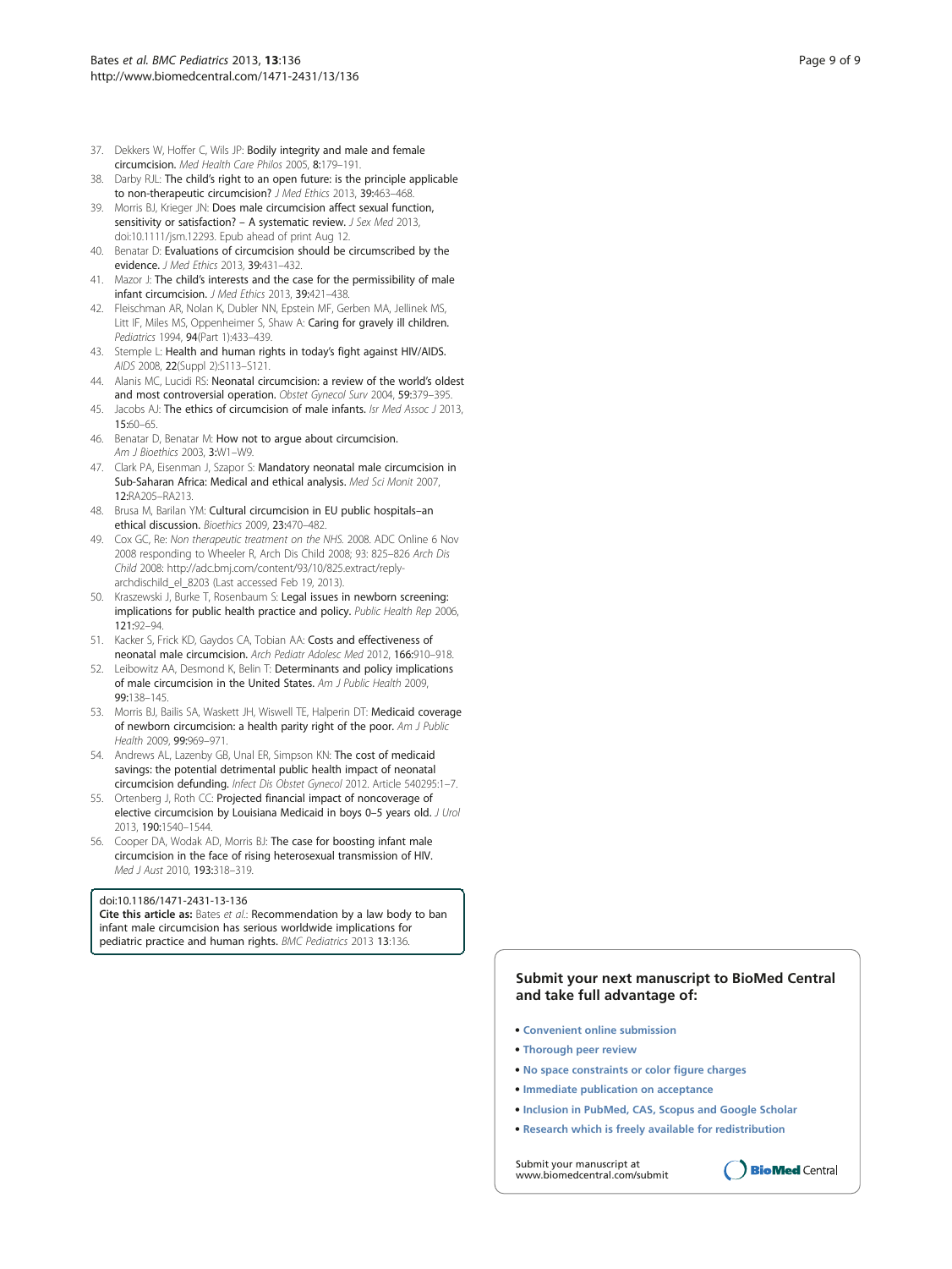37. Dekkers W, Hoffer C, Wils JP: **Bodily integrity and male and female circumcision.** *Med Health Care Philos* 2005, **8:**179–191.
38. Darby RJL: **The child's right to an open future: is the principle applicable to non-therapeutic circumcision?** *J Med Ethics* 2013, **39:**463–468.
39. Morris BJ, Krieger JN: **Does male circumcision affect sexual function, sensitivity or satisfaction? – A systematic review.** *J Sex Med* 2013, doi:10.1111/jsm.12293. Epub ahead of print Aug 12.
40. Benatar D: **Evaluations of circumcision should be circumscribed by the evidence.** *J Med Ethics* 2013, **39:**431–432.
41. Mazor J: **The child's interests and the case for the permissibility of male infant circumcision.** *J Med Ethics* 2013, **39:**421–438.
42. Fleischman AR, Nolan K, Dubler NN, Epstein MF, Gerben MA, Jellinek MS, Litt IF, Miles MS, Oppenheimer S, Shaw A: **Caring for gravely ill children.** *Pediatrics* 1994, **94**(Part 1):433–439.
43. Stemple L: **Health and human rights in today's fight against HIV/AIDS.** *AIDS* 2008, **22**(Suppl 2):S113–S121.
44. Alanis MC, Lucidi RS: **Neonatal circumcision: a review of the world's oldest and most controversial operation.** *Obstet Gynecol Surv* 2004, **59:**379–395.
45. Jacobs AJ: **The ethics of circumcision of male infants.** *Isr Med Assoc J* 2013, **15:**60–65.
46. Benatar D, Benatar M: **How not to argue about circumcision.** *Am J Bioethics* 2003, **3:**W1–W9.
47. Clark PA, Eisenman J, Szapor S: **Mandatory neonatal male circumcision in Sub-Saharan Africa: Medical and ethical analysis.** *Med Sci Monit* 2007, **12:**RA205–RA213.
48. Brusa M, Barilan YM: **Cultural circumcision in EU public hospitals–an ethical discussion.** *Bioethics* 2009, **23:**470–482.
49. Cox GC, Re: *Non therapeutic treatment on the NHS.* 2008. ADC Online 6 Nov 2008 responding to Wheeler R, Arch Dis Child 2008; 93: 825–826 *Arch Dis Child* 2008: http://adc.bmj.com/content/93/10/825.extract/reply-archdischild_el_8203 (Last accessed Feb 19, 2013).
50. Kraszewski J, Burke T, Rosenbaum S: **Legal issues in newborn screening: implications for public health practice and policy.** *Public Health Rep* 2006, **121:**92–94.
51. Kacker S, Frick KD, Gaydos CA, Tobian AA: **Costs and effectiveness of neonatal male circumcision.** *Arch Pediatr Adolesc Med* 2012, **166:**910–918.
52. Leibowitz AA, Desmond K, Belin T: **Determinants and policy implications of male circumcision in the United States.** *Am J Public Health* 2009, **99:**138–145.
53. Morris BJ, Bailis SA, Waskett JH, Wiswell TE, Halperin DT: **Medicaid coverage of newborn circumcision: a health parity right of the poor.** *Am J Public Health* 2009, **99:**969–971.
54. Andrews AL, Lazenby GB, Unal ER, Simpson KN: **The cost of medicaid savings: the potential detrimental public health impact of neonatal circumcision defunding.** *Infect Dis Obstet Gynecol* 2012. Article 540295:1–7.
55. Ortenberg J, Roth CC: **Projected financial impact of noncoverage of elective circumcision by Louisiana Medicaid in boys 0–5 years old.** *J Urol* 2013, **190:**1540–1544.
56. Cooper DA, Wodak AD, Morris BJ: **The case for boosting infant male circumcision in the face of rising heterosexual transmission of HIV.** *Med J Aust* 2010, **193:**318–319.

doi:10.1186/1471-2431-13-136
**Cite this article as:** Bates *et al.*: Recommendation by a law body to ban infant male circumcision has serious worldwide implications for pediatric practice and human rights. *BMC Pediatrics* 2013 **13**:136.

**Submit your next manuscript to BioMed Central and take full advantage of:**

- **Convenient online submission**
- **Thorough peer review**
- **No space constraints or color figure charges**
- **Immediate publication on acceptance**
- **Inclusion in PubMed, CAS, Scopus and Google Scholar**
- **Research which is freely available for redistribution**

Submit your manuscript at
www.biomedcentral.com/submit

BioMed Central